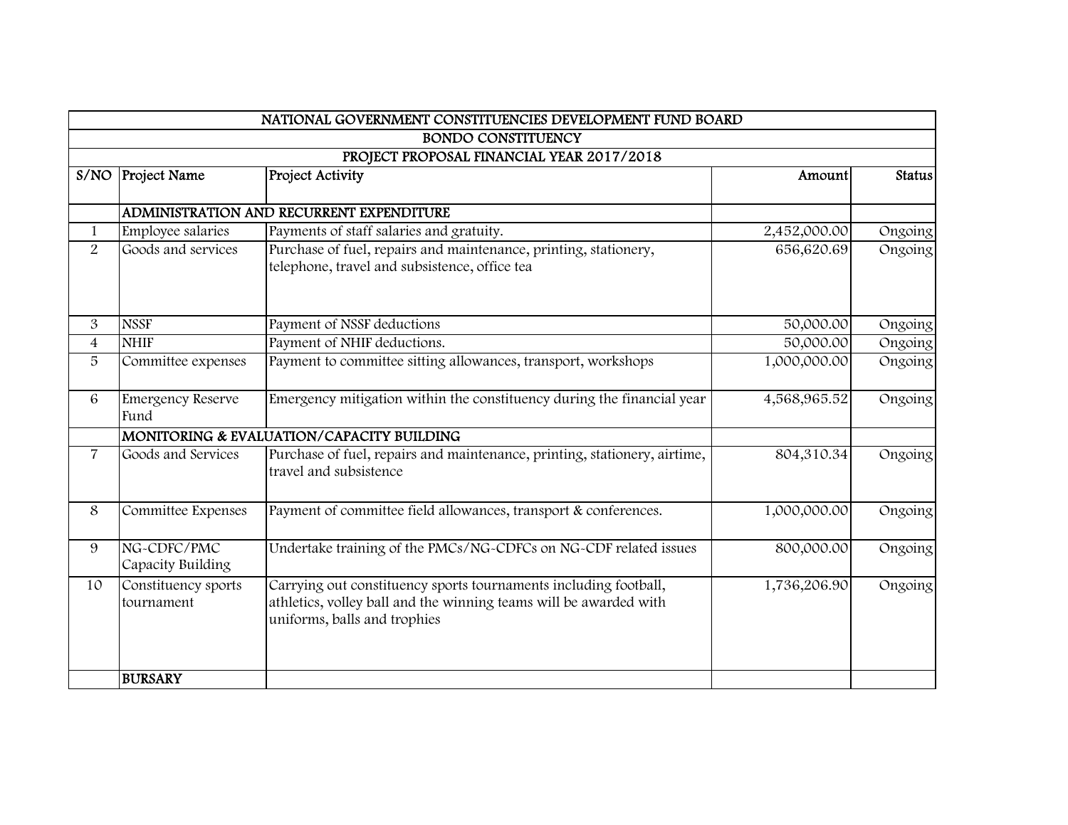| NATIONAL GOVERNMENT CONSTITUENCIES DEVELOPMENT FUND BOARD | | | | |
|---|---|---|---|---|
| BONDO CONSTITUENCY | | | | |
| PROJECT PROPOSAL FINANCIAL YEAR 2017/2018 | | | | |
| S/NO | Project Name | Project Activity | Amount | Status |
| | ADMINISTRATION AND RECURRENT EXPENDITURE | | | |
| 1 | Employee salaries | Payments of staff salaries and gratuity. | 2,452,000.00 | Ongoing |
| 2 | Goods and services | Purchase of fuel, repairs and maintenance, printing, stationery, telephone, travel and subsistence, office tea | 656,620.69 | Ongoing |
| 3 | NSSF | Payment of NSSF deductions | 50,000.00 | Ongoing |
| 4 | NHIF | Payment of NHIF deductions. | 50,000.00 | Ongoing |
| 5 | Committee expenses | Payment to committee sitting allowances, transport, workshops | 1,000,000.00 | Ongoing |
| 6 | Emergency Reserve Fund | Emergency mitigation within the constituency during the financial year | 4,568,965.52 | Ongoing |
| | MONITORING & EVALUATION/CAPACITY BUILDING | | | |
| 7 | Goods and Services | Purchase of fuel, repairs and maintenance, printing, stationery, airtime, travel and subsistence | 804,310.34 | Ongoing |
| 8 | Committee Expenses | Payment of committee field allowances, transport & conferences. | 1,000,000.00 | Ongoing |
| 9 | NG-CDFC/PMC Capacity Building | Undertake training of the PMCs/NG-CDFCs on NG-CDF related issues | 800,000.00 | Ongoing |
| 10 | Constituency sports tournament | Carrying out constituency sports tournaments including football, athletics, volley ball and the winning teams will be awarded with uniforms, balls and trophies | 1,736,206.90 | Ongoing |
| | BURSARY | | | |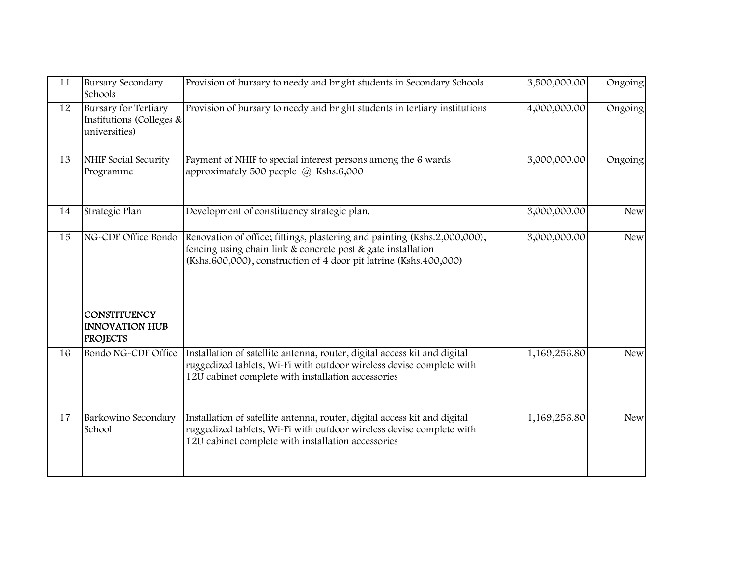| 11 | Bursary Secondary Schools | Provision of bursary to needy and bright students in Secondary Schools | 3,500,000.00 | Ongoing |
|---|---|---|---|---|
| 12 | Bursary for Tertiary Institutions (Colleges & universities) | Provision of bursary to needy and bright students in tertiary institutions | 4,000,000.00 | Ongoing |
| 13 | NHIF Social Security Programme | Payment of NHIF to special interest persons among the 6 wards approximately 500 people @ Kshs.6,000 | 3,000,000.00 | Ongoing |
| 14 | Strategic Plan | Development of constituency strategic plan. | 3,000,000.00 | New |
| 15 | NG-CDF Office Bondo | Renovation of office; fittings, plastering and painting (Kshs.2,000,000), fencing using chain link & concrete post & gate installation (Kshs.600,000), construction of 4 door pit latrine (Kshs.400,000) | 3,000,000.00 | New |
| | **CONSTITUENCY INNOVATION HUB PROJECTS** | | | |
| 16 | Bondo NG-CDF Office | Installation of satellite antenna, router, digital access kit and digital ruggedized tablets, Wi-Fi with outdoor wireless devise complete with 12U cabinet complete with installation accessories | 1,169,256.80 | New |
| 17 | Barkowino Secondary School | Installation of satellite antenna, router, digital access kit and digital ruggedized tablets, Wi-Fi with outdoor wireless devise complete with 12U cabinet complete with installation accessories | 1,169,256.80 | New |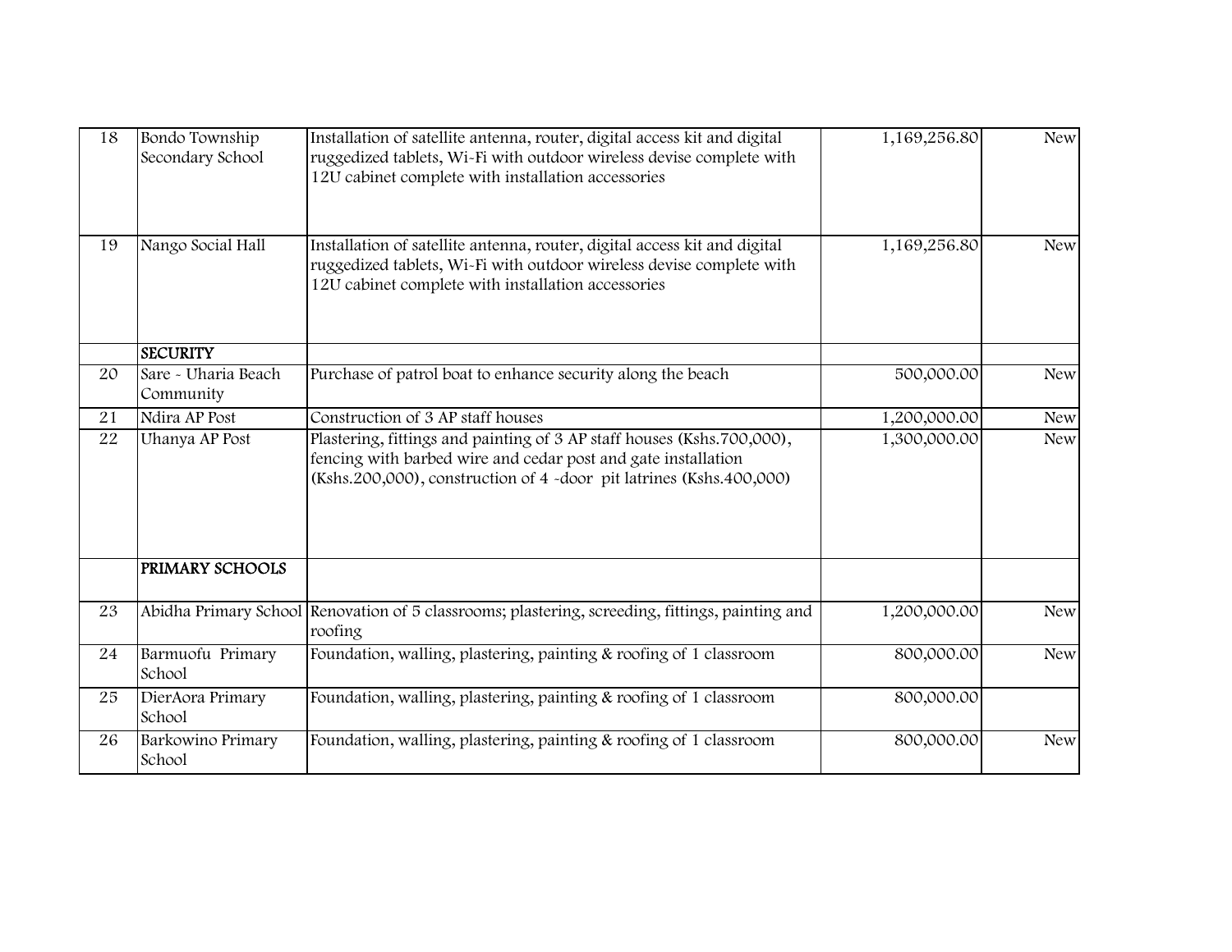| | | | | |
|---|---|---|---|---|
| 18 | Bondo Township Secondary School | Installation of satellite antenna, router, digital access kit and digital ruggedized tablets, Wi-Fi with outdoor wireless devise complete with 12U cabinet complete with installation accessories | 1,169,256.80 | New |
| 19 | Nango Social Hall | Installation of satellite antenna, router, digital access kit and digital ruggedized tablets, Wi-Fi with outdoor wireless devise complete with 12U cabinet complete with installation accessories | 1,169,256.80 | New |
| | **SECURITY** | | | |
| 20 | Sare - Uharia Beach Community | Purchase of patrol boat to enhance security along the beach | 500,000.00 | New |
| 21 | Ndira AP Post | Construction of 3 AP staff houses | 1,200,000.00 | New |
| 22 | Uhanya AP Post | Plastering, fittings and painting of 3 AP staff houses (Kshs.700,000), fencing with barbed wire and cedar post and gate installation (Kshs.200,000), construction of 4 -door pit latrines (Kshs.400,000) | 1,300,000.00 | New |
| | **PRIMARY SCHOOLS** | | | |
| 23 | Abidha Primary School | Renovation of 5 classrooms; plastering, screeding, fittings, painting and roofing | 1,200,000.00 | New |
| 24 | Barmuofu Primary School | Foundation, walling, plastering, painting & roofing of 1 classroom | 800,000.00 | New |
| 25 | DierAora Primary School | Foundation, walling, plastering, painting & roofing of 1 classroom | 800,000.00 | |
| 26 | Barkowino Primary School | Foundation, walling, plastering, painting & roofing of 1 classroom | 800,000.00 | New |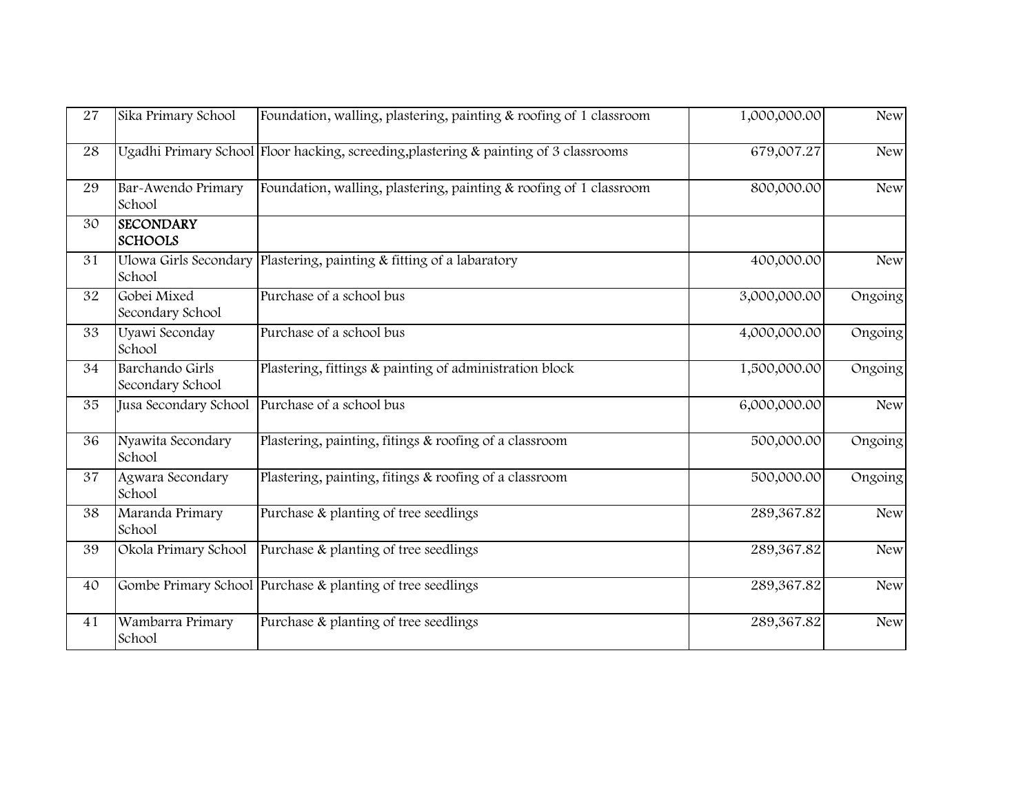| 27 | Sika Primary School | Foundation, walling, plastering, painting & roofing of 1 classroom | 1,000,000.00 | New |
|---|---|---|---|---|
| 28 | Ugadhi Primary School | Floor hacking, screeding,plastering & painting of 3 classrooms | 679,007.27 | New |
| 29 | Bar-Awendo Primary School | Foundation, walling, plastering, painting & roofing of 1 classroom | 800,000.00 | New |
| 30 | **SECONDARY SCHOOLS** | | | |
| 31 | Ulowa Girls Secondary School | Plastering, painting & fitting of a labaratory | 400,000.00 | New |
| 32 | Gobei Mixed Secondary School | Purchase of a school bus | 3,000,000.00 | Ongoing |
| 33 | Uyawi Seconday School | Purchase of a school bus | 4,000,000.00 | Ongoing |
| 34 | Barchando Girls Secondary School | Plastering, fittings & painting of administration block | 1,500,000.00 | Ongoing |
| 35 | Jusa Secondary School | Purchase of a school bus | 6,000,000.00 | New |
| 36 | Nyawita Secondary School | Plastering, painting, fitings & roofing of a classroom | 500,000.00 | Ongoing |
| 37 | Agwara Secondary School | Plastering, painting, fitings & roofing of a classroom | 500,000.00 | Ongoing |
| 38 | Maranda Primary School | Purchase & planting of tree seedlings | 289,367.82 | New |
| 39 | Okola Primary School | Purchase & planting of tree seedlings | 289,367.82 | New |
| 40 | Gombe Primary School | Purchase & planting of tree seedlings | 289,367.82 | New |
| 41 | Wambarra Primary School | Purchase & planting of tree seedlings | 289,367.82 | New |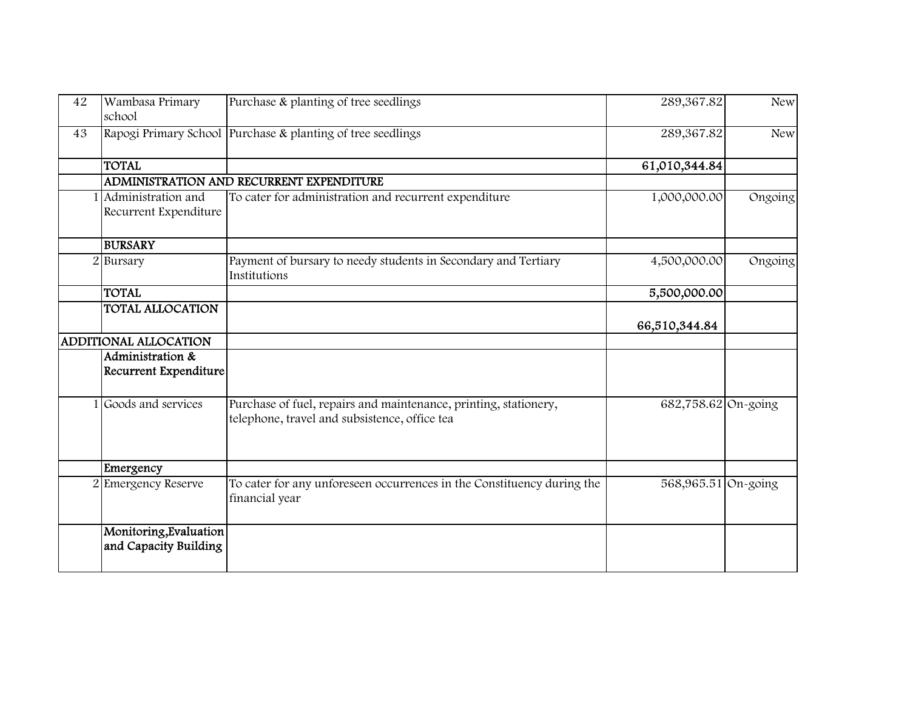| 42 | Wambasa Primary school | Purchase & planting of tree seedlings | 289,367.82 | New |
|---|---|---|---|---|
| 43 | Rapogi Primary School | Purchase & planting of tree seedlings | 289,367.82 | New |
| | **TOTAL** | | **61,010,344.84** | |
| | **ADMINISTRATION AND RECURRENT EXPENDITURE** | | | |
| 1 | Administration and Recurrent Expenditure | To cater for administration and recurrent expenditure | 1,000,000.00 | Ongoing |
| | **BURSARY** | | | |
| 2 | Bursary | Payment of bursary to needy students in Secondary and Tertiary Institutions | 4,500,000.00 | Ongoing |
| | **TOTAL** | | **5,500,000.00** | |
| | **TOTAL ALLOCATION** | | **66,510,344.84** | |
| **ADDITIONAL ALLOCATION** | | | | |
| | **Administration & Recurrent Expenditure** | | | |
| 1 | Goods and services | Purchase of fuel, repairs and maintenance, printing, stationery, telephone, travel and subsistence, office tea | 682,758.62 | On-going |
| | **Emergency** | | | |
| 2 | Emergency Reserve | To cater for any unforeseen occurrences in the Constituency during the financial year | 568,965.51 | On-going |
| | **Monitoring,Evaluation and Capacity Building** | | | |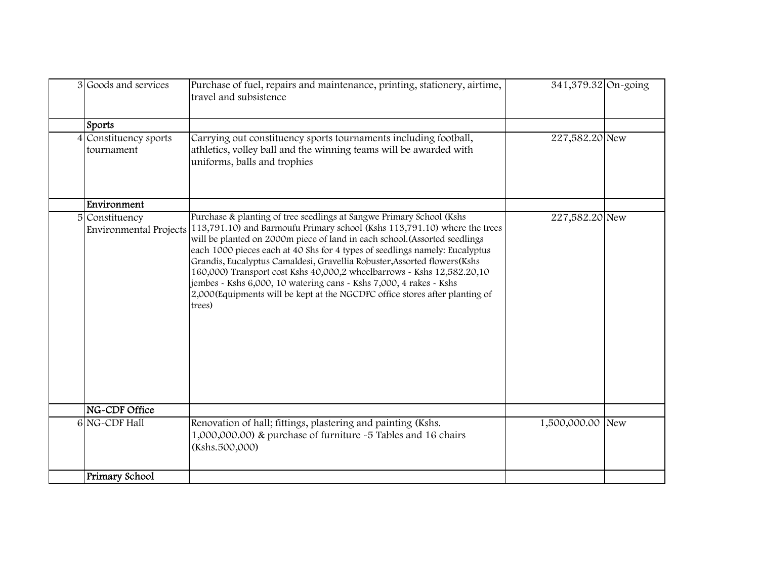| | | | | |
|---|---|---|---|---|
| 3 | Goods and services | Purchase of fuel, repairs and maintenance, printing, stationery, airtime, travel and subsistence | 341,379.32 | On-going |
| | **Sports** | | | |
| 4 | Constituency sports tournament | Carrying out constituency sports tournaments including football, athletics, volley ball and the winning teams will be awarded with uniforms, balls and trophies | 227,582.20 | New |
| | **Environment** | | | |
| 5 | Constituency Environmental Projects | Purchase & planting of tree seedlings at Sangwe Primary School (Kshs 113,791.10) and Barmoufu Primary school (Kshs 113,791.10) where the trees will be planted on 2000m piece of land in each school.(Assorted seedlings each 1000 pieces each at 40 Shs for 4 types of seedlings namely: Eucalyptus Grandis, Eucalyptus Camaldesi, Gravellia Robuster,Assorted flowers(Kshs 160,000) Transport cost Kshs 40,000,2 wheelbarrows - Kshs 12,582.20,10 jembes - Kshs 6,000, 10 watering cans - Kshs 7,000, 4 rakes - Kshs 2,000(Equipments will be kept at the NGCDFC office stores after planting of trees) | 227,582.20 | New |
| | **NG-CDF Office** | | | |
| 6 | NG-CDF Hall | Renovation of hall; fittings, plastering and painting (Kshs. 1,000,000.00) & purchase of furniture -5 Tables and 16 chairs (Kshs.500,000) | 1,500,000.00 | New |
| | **Primary School** | | | |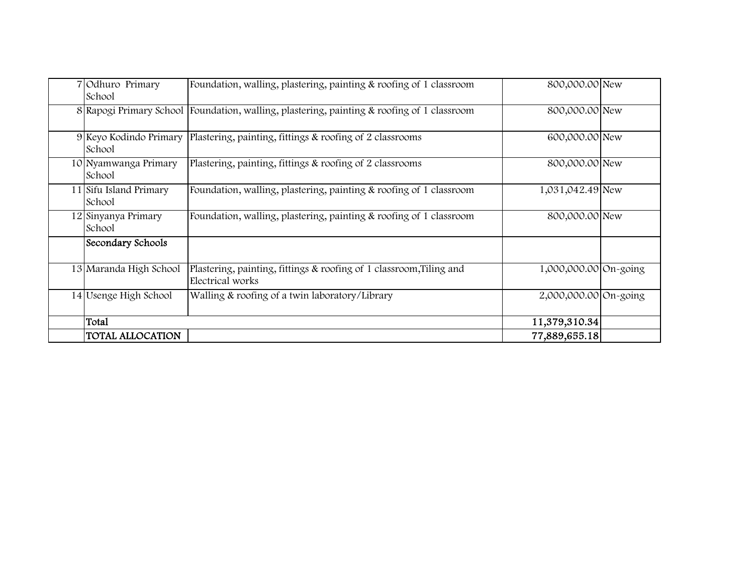| | | | | |
|---|---|---|---|---|
| 7 | Odhuro Primary School | Foundation, walling, plastering, painting & roofing of 1 classroom | 800,000.00 | New |
| 8 | Rapogi Primary School | Foundation, walling, plastering, painting & roofing of 1 classroom | 800,000.00 | New |
| 9 | Keyo Kodindo Primary School | Plastering, painting, fittings & roofing of 2 classrooms | 600,000.00 | New |
| 10 | Nyamwanga Primary School | Plastering, painting, fittings & roofing of 2 classrooms | 800,000.00 | New |
| 11 | Sifu Island Primary School | Foundation, walling, plastering, painting & roofing of 1 classroom | 1,031,042.49 | New |
| 12 | Sinyanya Primary School | Foundation, walling, plastering, painting & roofing of 1 classroom | 800,000.00 | New |
| | Secondary Schools | | | |
| 13 | Maranda High School | Plastering, painting, fittings & roofing of 1 classroom,Tiling and Electrical works | 1,000,000.00 | On-going |
| 14 | Usenge High School | Walling & roofing of a twin laboratory/Library | 2,000,000.00 | On-going |
| | Total | | 11,379,310.34 | |
| | TOTAL ALLOCATION | | 77,889,655.18 | |